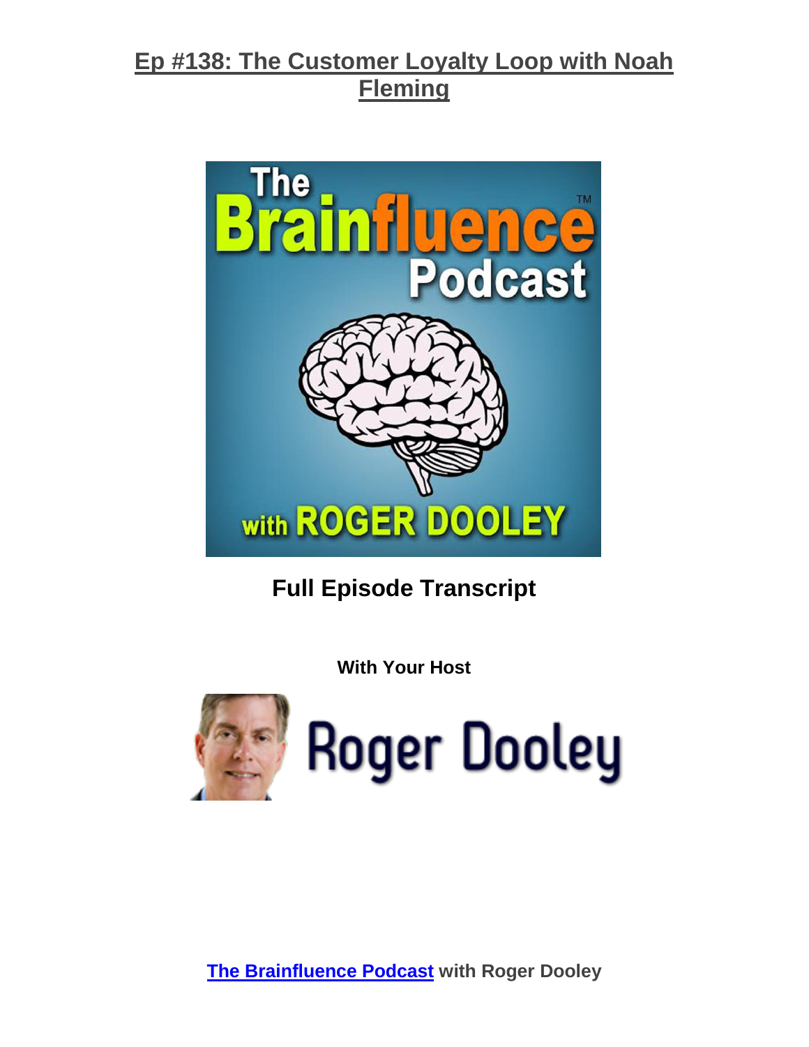# Ep #138: The Customer Loyalty Loop with Noah Fleming

**Full Episode Transcript**

**With Your Host**

**The Brainfluence Podcast with Roger Dooley**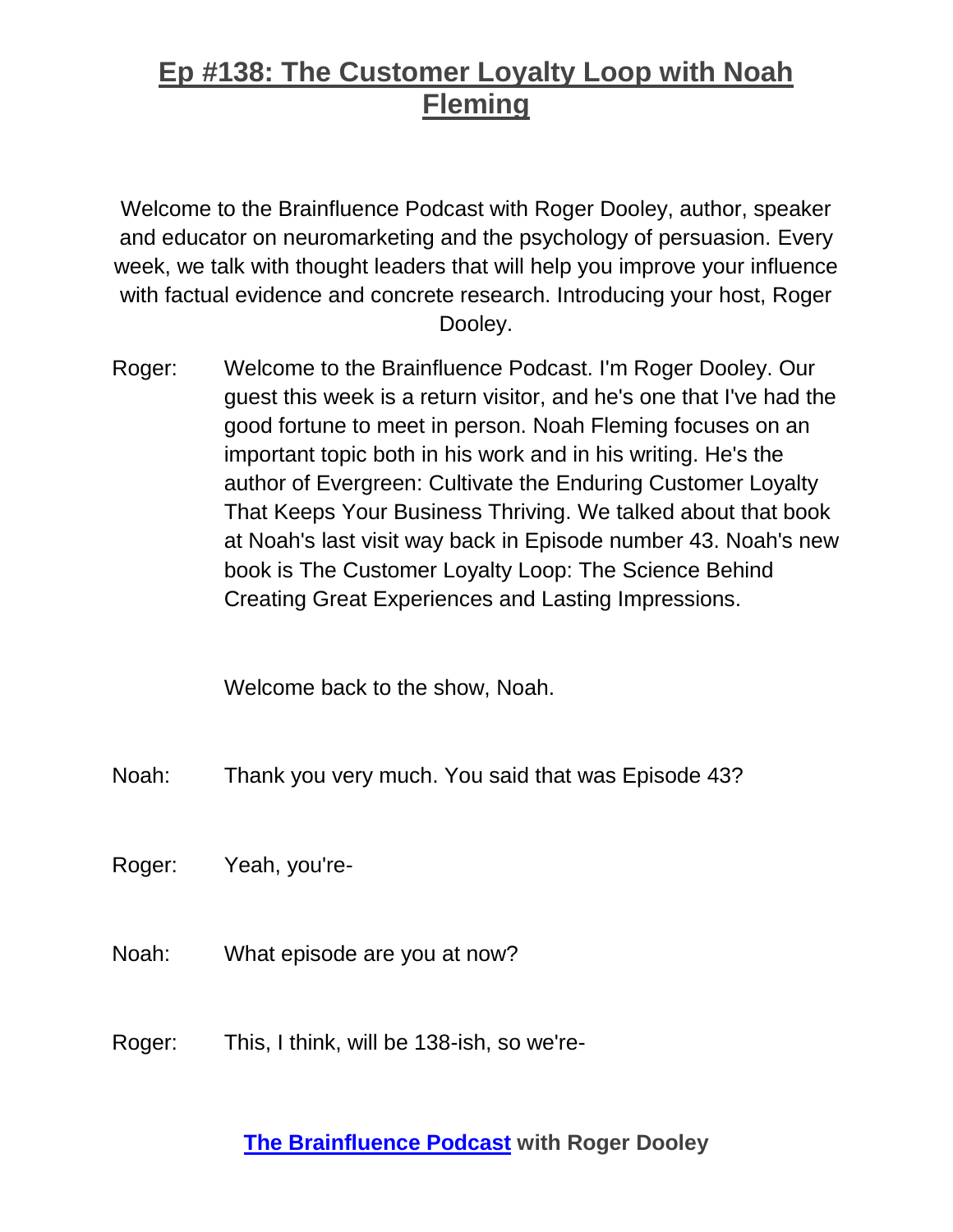# Ep #138: The Customer Loyalty Loop with Noah Fleming

Welcome to the Brainfluence Podcast with Roger Dooley, author, speaker and educator on neuromarketing and the psychology of persuasion. Every week, we talk with thought leaders that will help you improve your influence with factual evidence and concrete research. Introducing your host, Roger Dooley.

Roger: Welcome to the Brainfluence Podcast. I'm Roger Dooley. Our guest this week is a return visitor, and he's one that I've had the good fortune to meet in person. Noah Fleming focuses on an important topic both in his work and in his writing. He's the author of Evergreen: Cultivate the Enduring Customer Loyalty That Keeps Your Business Thriving. We talked about that book at Noah's last visit way back in Episode number 43. Noah's new book is The Customer Loyalty Loop: The Science Behind Creating Great Experiences and Lasting Impressions.

Welcome back to the show, Noah.

Noah: Thank you very much. You said that was Episode 43?

Roger: Yeah, you're-

Noah: What episode are you at now?

Roger: This, I think, will be 138-ish, so we're-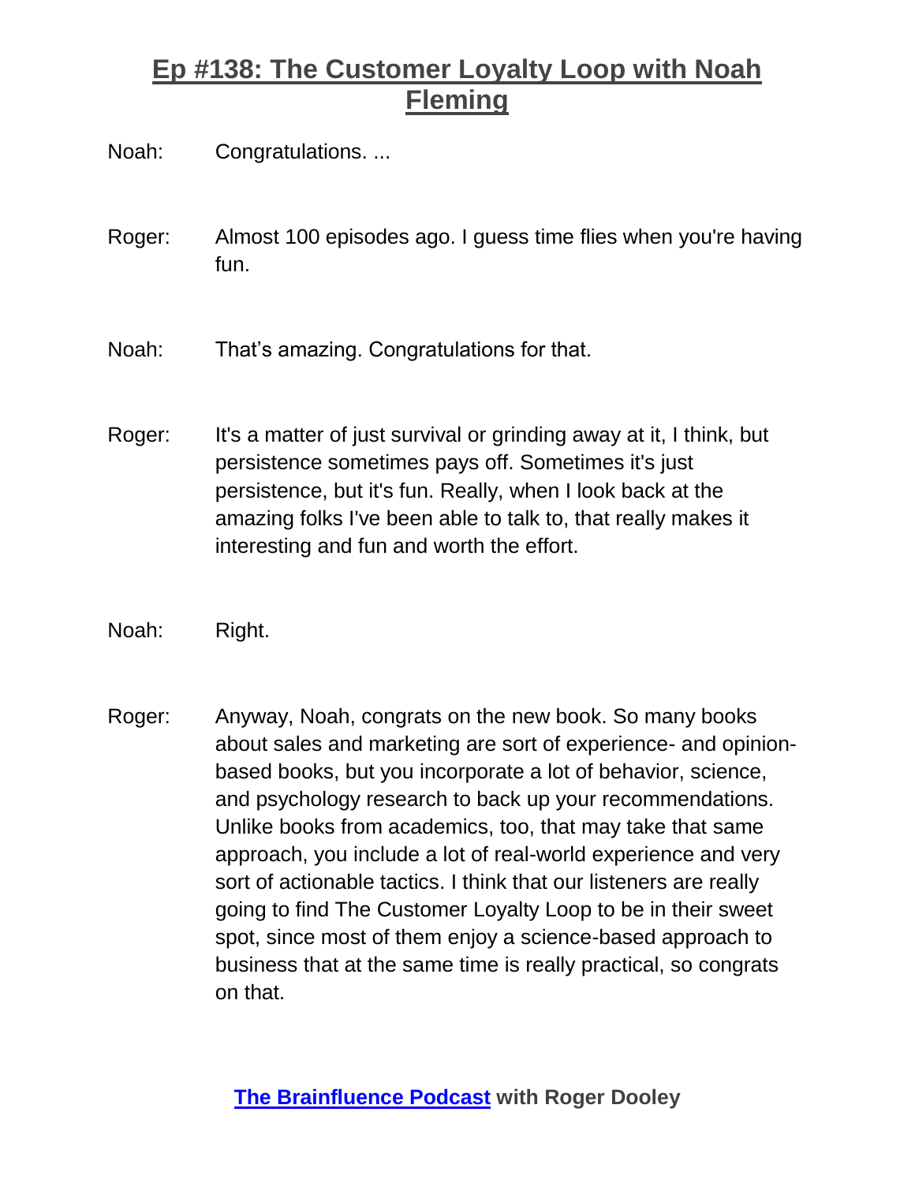Noah: Congratulations. ...

Roger: Almost 100 episodes ago. I guess time flies when you're having fun.

Noah: That's amazing. Congratulations for that.

Roger: It's a matter of just survival or grinding away at it, I think, but persistence sometimes pays off. Sometimes it's just persistence, but it's fun. Really, when I look back at the amazing folks I've been able to talk to, that really makes it interesting and fun and worth the effort.

Noah: Right.

Roger: Anyway, Noah, congrats on the new book. So many books about sales and marketing are sort of experience- and opinion-based books, but you incorporate a lot of behavior, science, and psychology research to back up your recommendations. Unlike books from academics, too, that may take that same approach, you include a lot of real-world experience and very sort of actionable tactics. I think that our listeners are really going to find The Customer Loyalty Loop to be in their sweet spot, since most of them enjoy a science-based approach to business that at the same time is really practical, so congrats on that.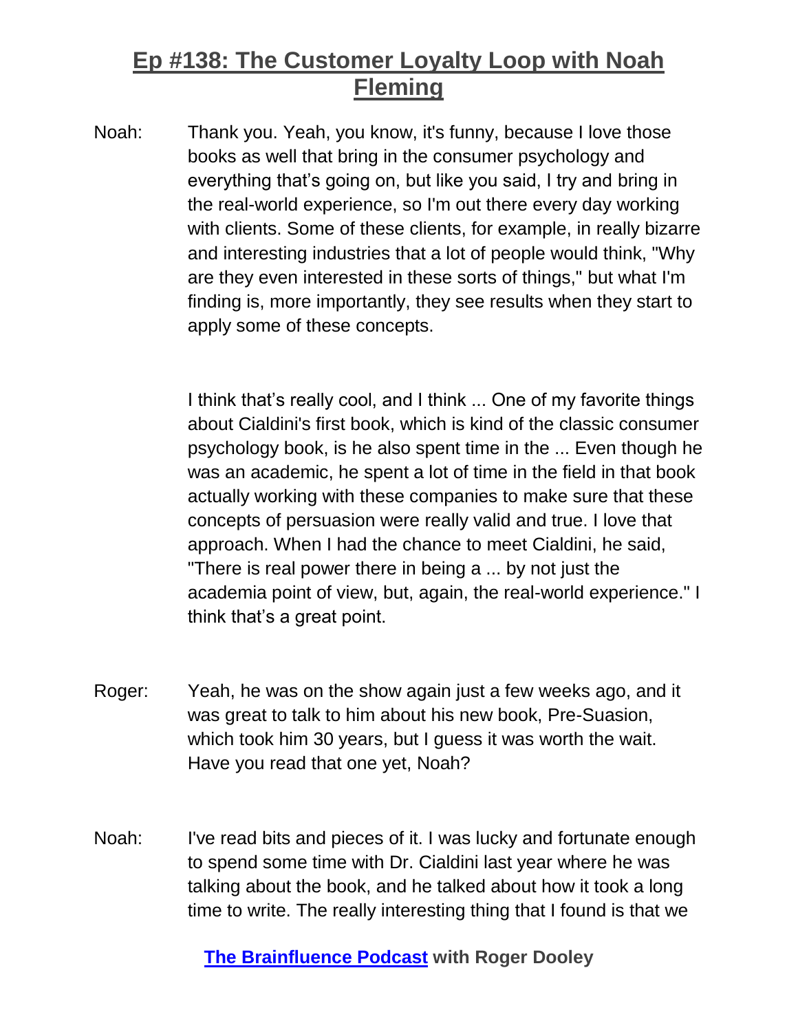Noah: Thank you. Yeah, you know, it's funny, because I love those books as well that bring in the consumer psychology and everything that's going on, but like you said, I try and bring in the real-world experience, so I'm out there every day working with clients. Some of these clients, for example, in really bizarre and interesting industries that a lot of people would think, "Why are they even interested in these sorts of things," but what I'm finding is, more importantly, they see results when they start to apply some of these concepts.

I think that's really cool, and I think ... One of my favorite things about Cialdini's first book, which is kind of the classic consumer psychology book, is he also spent time in the ... Even though he was an academic, he spent a lot of time in the field in that book actually working with these companies to make sure that these concepts of persuasion were really valid and true. I love that approach. When I had the chance to meet Cialdini, he said, "There is real power there in being a ... by not just the academia point of view, but, again, the real-world experience." I think that's a great point.

Roger: Yeah, he was on the show again just a few weeks ago, and it was great to talk to him about his new book, Pre-Suasion, which took him 30 years, but I guess it was worth the wait. Have you read that one yet, Noah?

Noah: I've read bits and pieces of it. I was lucky and fortunate enough to spend some time with Dr. Cialdini last year where he was talking about the book, and he talked about how it took a long time to write. The really interesting thing that I found is that we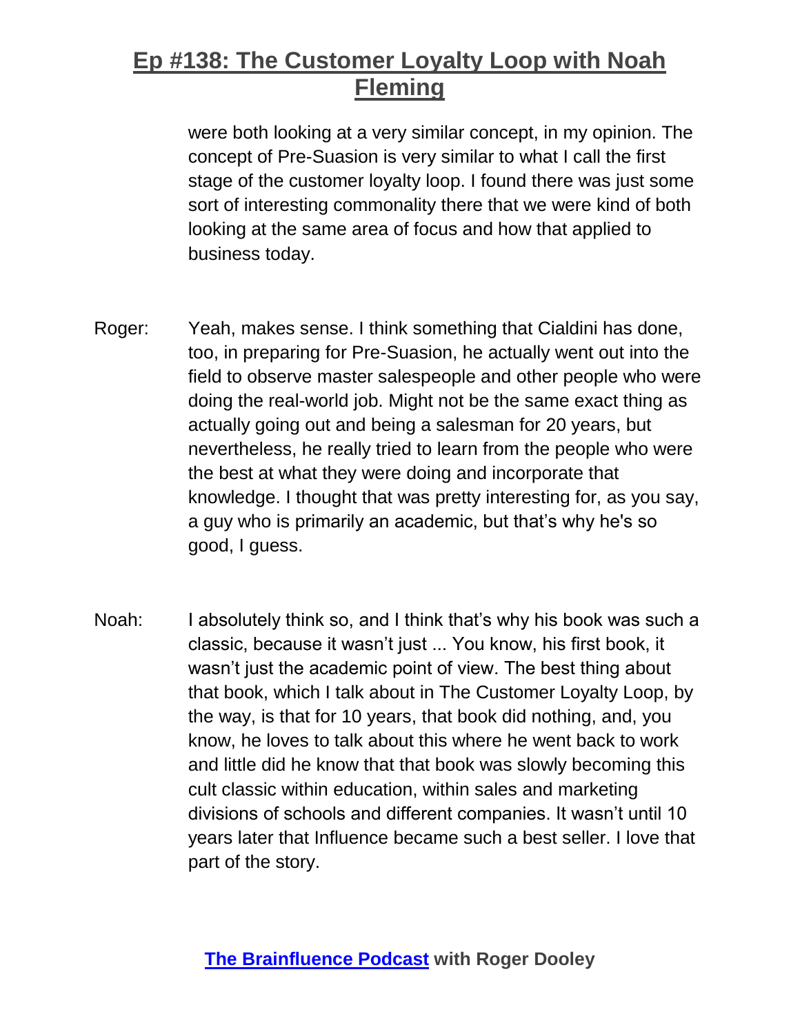were both looking at a very similar concept, in my opinion. The concept of Pre-Suasion is very similar to what I call the first stage of the customer loyalty loop. I found there was just some sort of interesting commonality there that we were kind of both looking at the same area of focus and how that applied to business today.

Roger: Yeah, makes sense. I think something that Cialdini has done, too, in preparing for Pre-Suasion, he actually went out into the field to observe master salespeople and other people who were doing the real-world job. Might not be the same exact thing as actually going out and being a salesman for 20 years, but nevertheless, he really tried to learn from the people who were the best at what they were doing and incorporate that knowledge. I thought that was pretty interesting for, as you say, a guy who is primarily an academic, but that's why he's so good, I guess.

Noah: I absolutely think so, and I think that's why his book was such a classic, because it wasn't just ... You know, his first book, it wasn't just the academic point of view. The best thing about that book, which I talk about in The Customer Loyalty Loop, by the way, is that for 10 years, that book did nothing, and, you know, he loves to talk about this where he went back to work and little did he know that that book was slowly becoming this cult classic within education, within sales and marketing divisions of schools and different companies. It wasn't until 10 years later that Influence became such a best seller. I love that part of the story.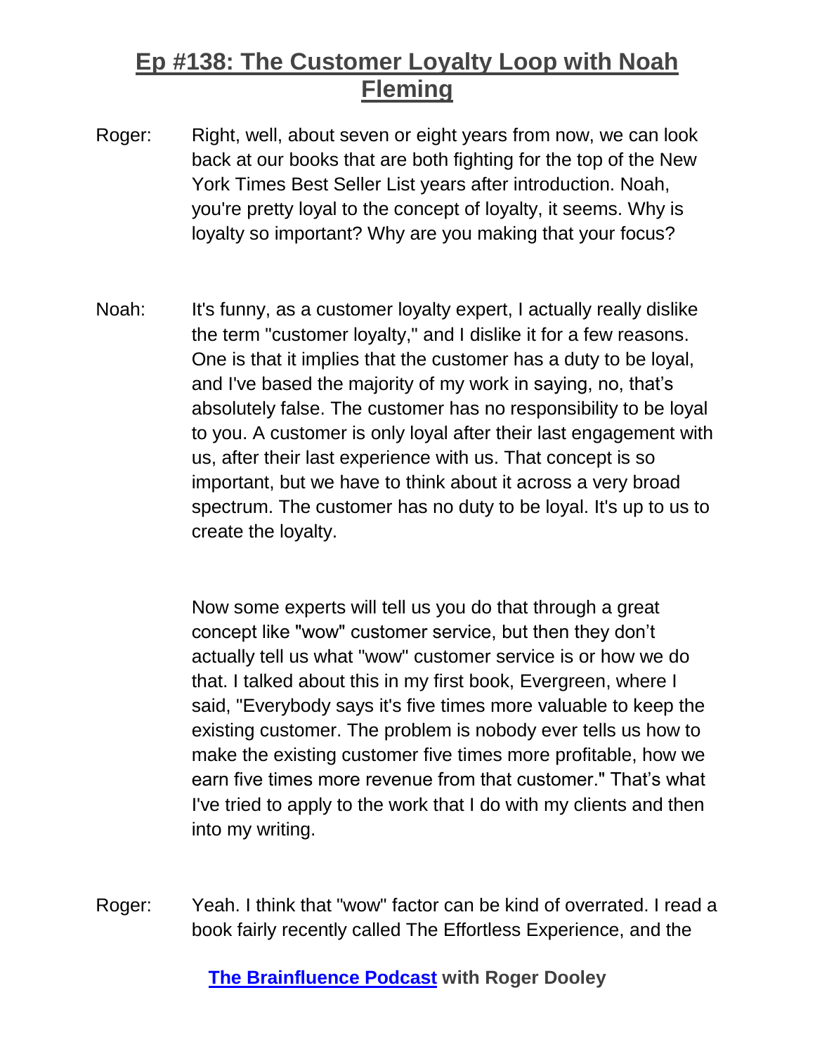Roger: Right, well, about seven or eight years from now, we can look back at our books that are both fighting for the top of the New York Times Best Seller List years after introduction. Noah, you're pretty loyal to the concept of loyalty, it seems. Why is loyalty so important? Why are you making that your focus?

Noah: It's funny, as a customer loyalty expert, I actually really dislike the term "customer loyalty," and I dislike it for a few reasons. One is that it implies that the customer has a duty to be loyal, and I've based the majority of my work in saying, no, that's absolutely false. The customer has no responsibility to be loyal to you. A customer is only loyal after their last engagement with us, after their last experience with us. That concept is so important, but we have to think about it across a very broad spectrum. The customer has no duty to be loyal. It's up to us to create the loyalty.

Now some experts will tell us you do that through a great concept like "wow" customer service, but then they don't actually tell us what "wow" customer service is or how we do that. I talked about this in my first book, Evergreen, where I said, "Everybody says it's five times more valuable to keep the existing customer. The problem is nobody ever tells us how to make the existing customer five times more profitable, how we earn five times more revenue from that customer." That's what I've tried to apply to the work that I do with my clients and then into my writing.

Roger: Yeah. I think that "wow" factor can be kind of overrated. I read a book fairly recently called The Effortless Experience, and the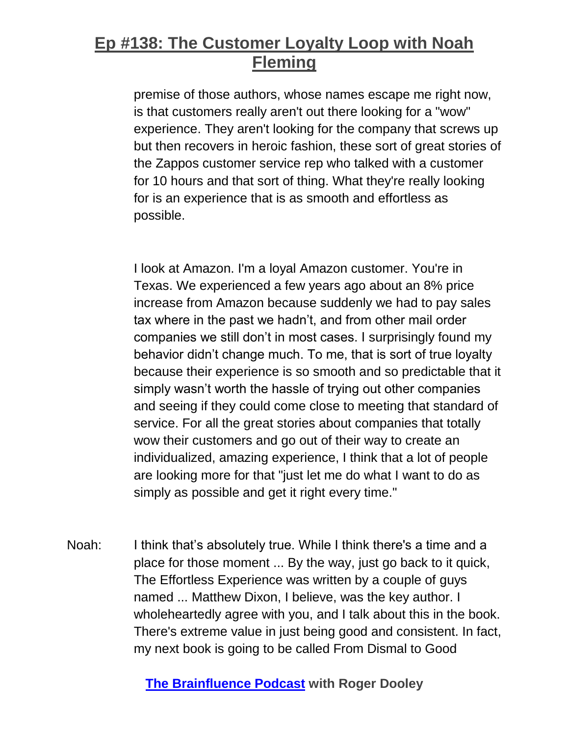premise of those authors, whose names escape me right now, is that customers really aren't out there looking for a "wow" experience. They aren't looking for the company that screws up but then recovers in heroic fashion, these sort of great stories of the Zappos customer service rep who talked with a customer for 10 hours and that sort of thing. What they're really looking for is an experience that is as smooth and effortless as possible.

I look at Amazon. I'm a loyal Amazon customer. You're in Texas. We experienced a few years ago about an 8% price increase from Amazon because suddenly we had to pay sales tax where in the past we hadn't, and from other mail order companies we still don't in most cases. I surprisingly found my behavior didn't change much. To me, that is sort of true loyalty because their experience is so smooth and so predictable that it simply wasn't worth the hassle of trying out other companies and seeing if they could come close to meeting that standard of service. For all the great stories about companies that totally wow their customers and go out of their way to create an individualized, amazing experience, I think that a lot of people are looking more for that "just let me do what I want to do as simply as possible and get it right every time."

Noah: I think that's absolutely true. While I think there's a time and a place for those moment ... By the way, just go back to it quick, The Effortless Experience was written by a couple of guys named ... Matthew Dixon, I believe, was the key author. I wholeheartedly agree with you, and I talk about this in the book. There's extreme value in just being good and consistent. In fact, my next book is going to be called From Dismal to Good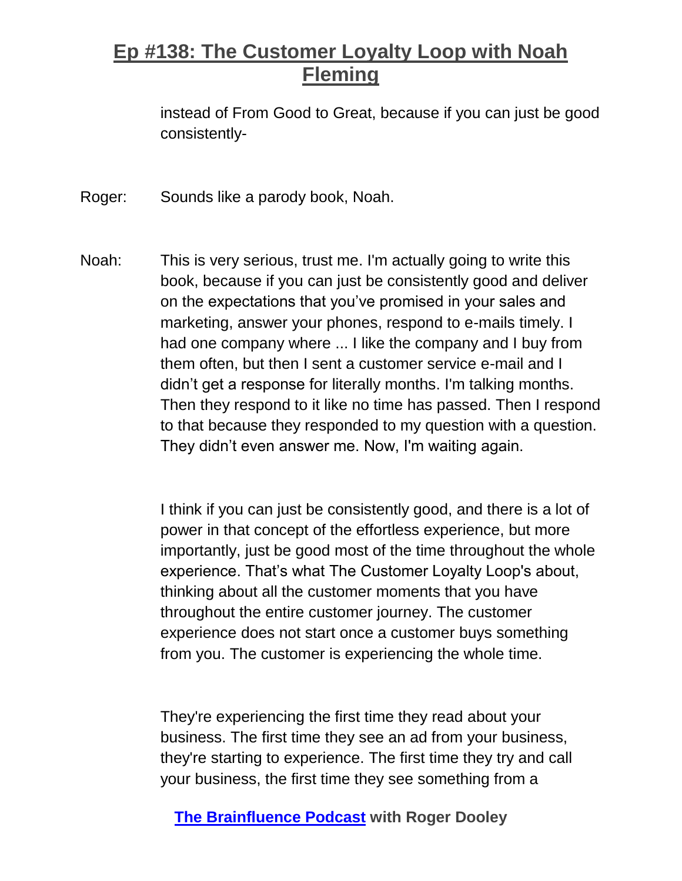instead of From Good to Great, because if you can just be good consistently-

Roger: Sounds like a parody book, Noah.

Noah: This is very serious, trust me. I'm actually going to write this book, because if you can just be consistently good and deliver on the expectations that you've promised in your sales and marketing, answer your phones, respond to e-mails timely. I had one company where ... I like the company and I buy from them often, but then I sent a customer service e-mail and I didn't get a response for literally months. I'm talking months. Then they respond to it like no time has passed. Then I respond to that because they responded to my question with a question. They didn't even answer me. Now, I'm waiting again.

I think if you can just be consistently good, and there is a lot of power in that concept of the effortless experience, but more importantly, just be good most of the time throughout the whole experience. That's what The Customer Loyalty Loop's about, thinking about all the customer moments that you have throughout the entire customer journey. The customer experience does not start once a customer buys something from you. The customer is experiencing the whole time.

They're experiencing the first time they read about your business. The first time they see an ad from your business, they're starting to experience. The first time they try and call your business, the first time they see something from a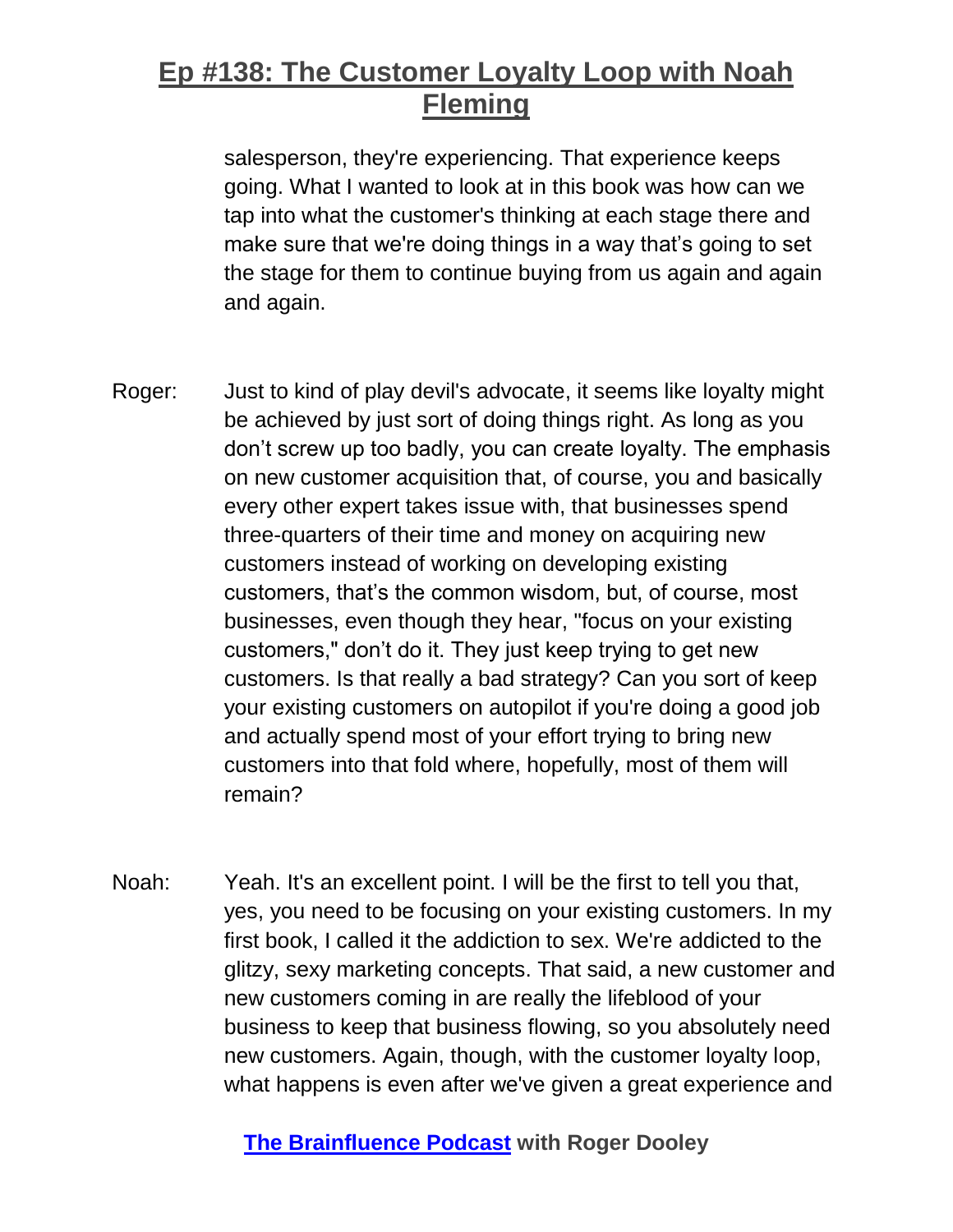salesperson, they're experiencing. That experience keeps going. What I wanted to look at in this book was how can we tap into what the customer's thinking at each stage there and make sure that we're doing things in a way that's going to set the stage for them to continue buying from us again and again and again.

Roger: Just to kind of play devil's advocate, it seems like loyalty might be achieved by just sort of doing things right. As long as you don't screw up too badly, you can create loyalty. The emphasis on new customer acquisition that, of course, you and basically every other expert takes issue with, that businesses spend three-quarters of their time and money on acquiring new customers instead of working on developing existing customers, that's the common wisdom, but, of course, most businesses, even though they hear, "focus on your existing customers," don't do it. They just keep trying to get new customers. Is that really a bad strategy? Can you sort of keep your existing customers on autopilot if you're doing a good job and actually spend most of your effort trying to bring new customers into that fold where, hopefully, most of them will remain?

Noah: Yeah. It's an excellent point. I will be the first to tell you that, yes, you need to be focusing on your existing customers. In my first book, I called it the addiction to sex. We're addicted to the glitzy, sexy marketing concepts. That said, a new customer and new customers coming in are really the lifeblood of your business to keep that business flowing, so you absolutely need new customers. Again, though, with the customer loyalty loop, what happens is even after we've given a great experience and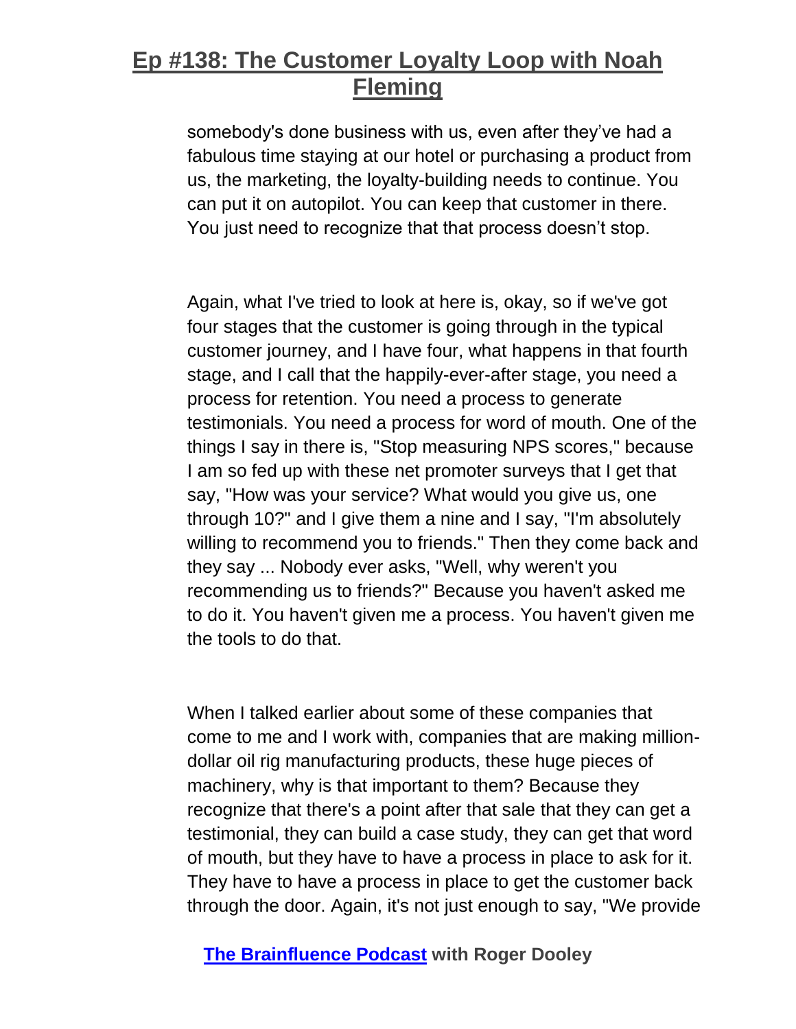somebody's done business with us, even after they've had a fabulous time staying at our hotel or purchasing a product from us, the marketing, the loyalty-building needs to continue. You can put it on autopilot. You can keep that customer in there. You just need to recognize that that process doesn't stop.

Again, what I've tried to look at here is, okay, so if we've got four stages that the customer is going through in the typical customer journey, and I have four, what happens in that fourth stage, and I call that the happily-ever-after stage, you need a process for retention. You need a process to generate testimonials. You need a process for word of mouth. One of the things I say in there is, "Stop measuring NPS scores," because I am so fed up with these net promoter surveys that I get that say, "How was your service? What would you give us, one through 10?" and I give them a nine and I say, "I'm absolutely willing to recommend you to friends." Then they come back and they say ... Nobody ever asks, "Well, why weren't you recommending us to friends?" Because you haven't asked me to do it. You haven't given me a process. You haven't given me the tools to do that.

When I talked earlier about some of these companies that come to me and I work with, companies that are making million-dollar oil rig manufacturing products, these huge pieces of machinery, why is that important to them? Because they recognize that there's a point after that sale that they can get a testimonial, they can build a case study, they can get that word of mouth, but they have to have a process in place to ask for it. They have to have a process in place to get the customer back through the door. Again, it's not just enough to say, "We provide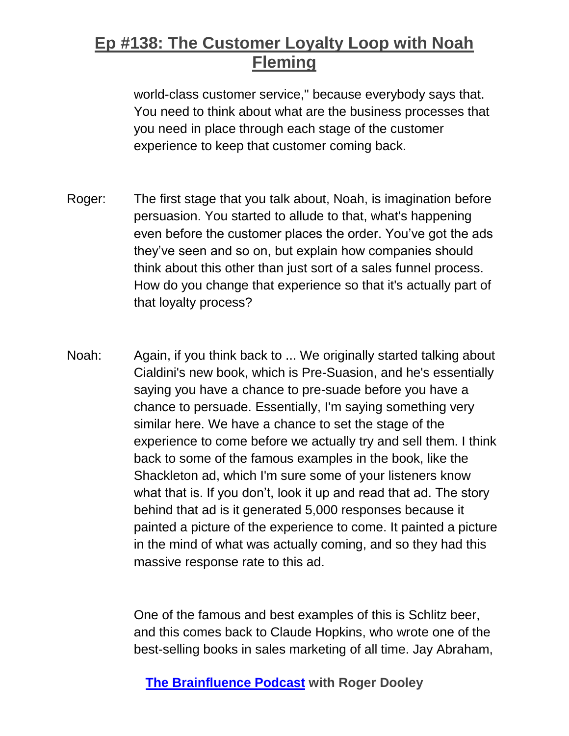world-class customer service," because everybody says that. You need to think about what are the business processes that you need in place through each stage of the customer experience to keep that customer coming back.

Roger: The first stage that you talk about, Noah, is imagination before persuasion. You started to allude to that, what's happening even before the customer places the order. You've got the ads they've seen and so on, but explain how companies should think about this other than just sort of a sales funnel process. How do you change that experience so that it's actually part of that loyalty process?

Noah: Again, if you think back to ... We originally started talking about Cialdini's new book, which is Pre-Suasion, and he's essentially saying you have a chance to pre-suade before you have a chance to persuade. Essentially, I'm saying something very similar here. We have a chance to set the stage of the experience to come before we actually try and sell them. I think back to some of the famous examples in the book, like the Shackleton ad, which I'm sure some of your listeners know what that is. If you don't, look it up and read that ad. The story behind that ad is it generated 5,000 responses because it painted a picture of the experience to come. It painted a picture in the mind of what was actually coming, and so they had this massive response rate to this ad.

One of the famous and best examples of this is Schlitz beer, and this comes back to Claude Hopkins, who wrote one of the best-selling books in sales marketing of all time. Jay Abraham,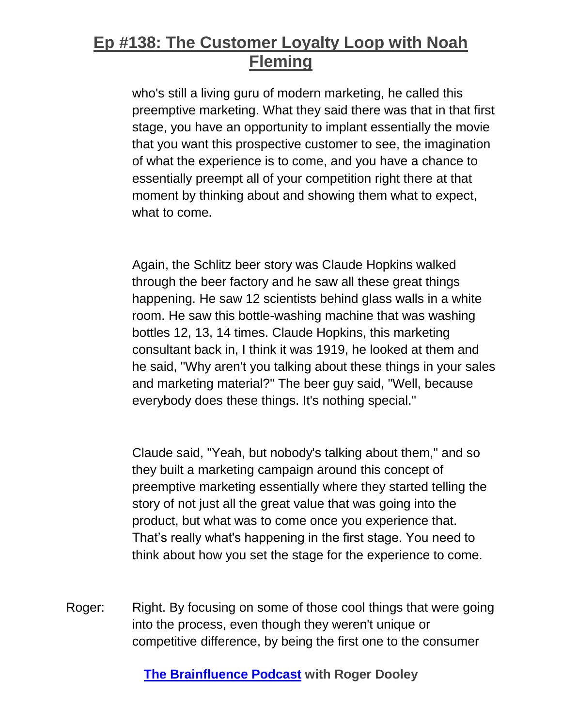who's still a living guru of modern marketing, he called this preemptive marketing. What they said there was that in that first stage, you have an opportunity to implant essentially the movie that you want this prospective customer to see, the imagination of what the experience is to come, and you have a chance to essentially preempt all of your competition right there at that moment by thinking about and showing them what to expect, what to come.

Again, the Schlitz beer story was Claude Hopkins walked through the beer factory and he saw all these great things happening. He saw 12 scientists behind glass walls in a white room. He saw this bottle-washing machine that was washing bottles 12, 13, 14 times. Claude Hopkins, this marketing consultant back in, I think it was 1919, he looked at them and he said, "Why aren't you talking about these things in your sales and marketing material?" The beer guy said, "Well, because everybody does these things. It's nothing special."

Claude said, "Yeah, but nobody's talking about them," and so they built a marketing campaign around this concept of preemptive marketing essentially where they started telling the story of not just all the great value that was going into the product, but what was to come once you experience that. That's really what's happening in the first stage. You need to think about how you set the stage for the experience to come.

Roger: Right. By focusing on some of those cool things that were going into the process, even though they weren't unique or competitive difference, by being the first one to the consumer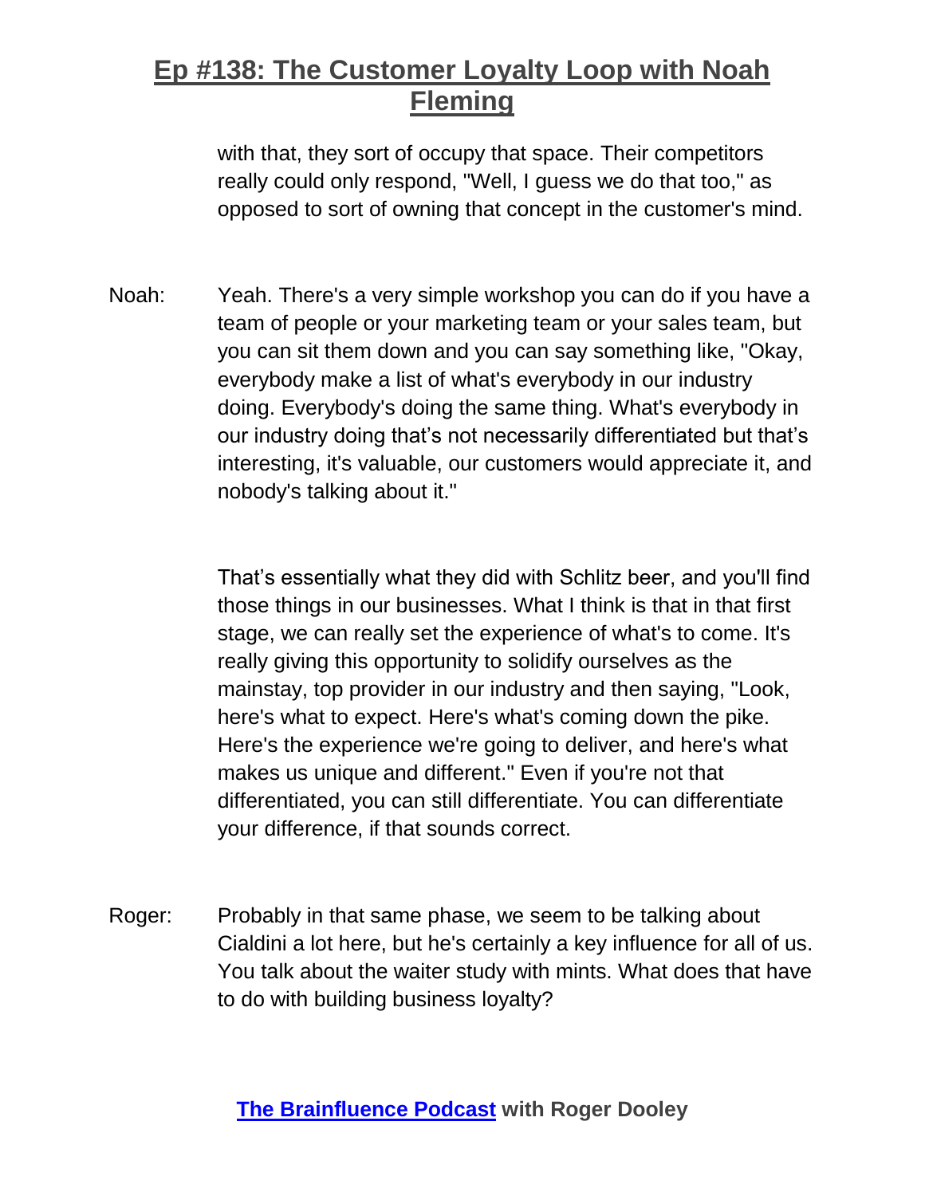with that, they sort of occupy that space. Their competitors really could only respond, "Well, I guess we do that too," as opposed to sort of owning that concept in the customer's mind.

Noah: Yeah. There's a very simple workshop you can do if you have a team of people or your marketing team or your sales team, but you can sit them down and you can say something like, "Okay, everybody make a list of what's everybody in our industry doing. Everybody's doing the same thing. What's everybody in our industry doing that's not necessarily differentiated but that's interesting, it's valuable, our customers would appreciate it, and nobody's talking about it."

That's essentially what they did with Schlitz beer, and you'll find those things in our businesses. What I think is that in that first stage, we can really set the experience of what's to come. It's really giving this opportunity to solidify ourselves as the mainstay, top provider in our industry and then saying, "Look, here's what to expect. Here's what's coming down the pike. Here's the experience we're going to deliver, and here's what makes us unique and different." Even if you're not that differentiated, you can still differentiate. You can differentiate your difference, if that sounds correct.

Roger: Probably in that same phase, we seem to be talking about Cialdini a lot here, but he's certainly a key influence for all of us. You talk about the waiter study with mints. What does that have to do with building business loyalty?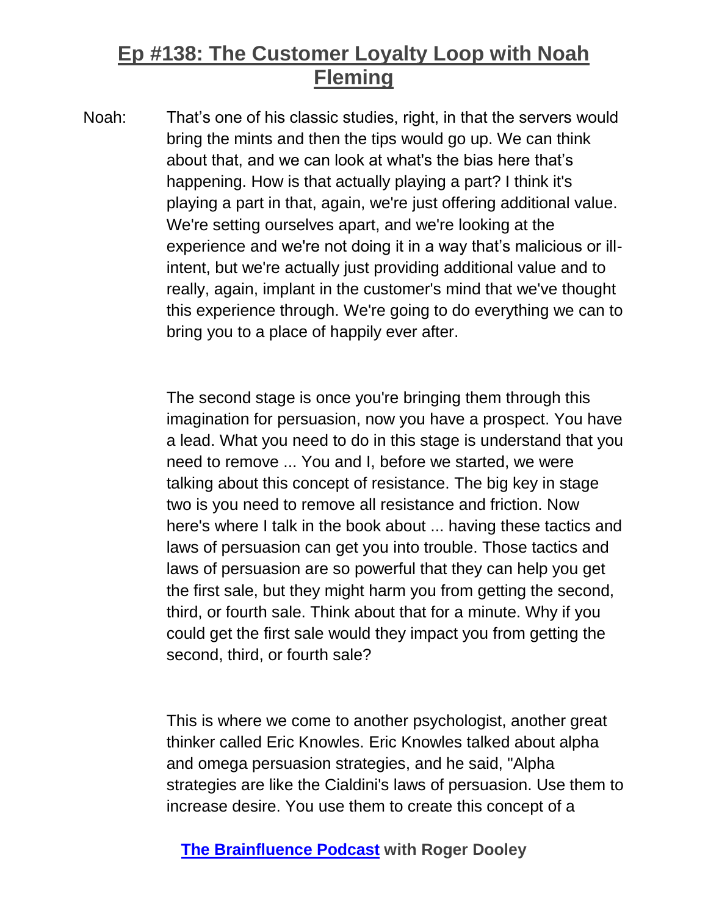Noah: That's one of his classic studies, right, in that the servers would bring the mints and then the tips would go up. We can think about that, and we can look at what's the bias here that's happening. How is that actually playing a part? I think it's playing a part in that, again, we're just offering additional value. We're setting ourselves apart, and we're looking at the experience and we're not doing it in a way that's malicious or ill-intent, but we're actually just providing additional value and to really, again, implant in the customer's mind that we've thought this experience through. We're going to do everything we can to bring you to a place of happily ever after.

The second stage is once you're bringing them through this imagination for persuasion, now you have a prospect. You have a lead. What you need to do in this stage is understand that you need to remove ... You and I, before we started, we were talking about this concept of resistance. The big key in stage two is you need to remove all resistance and friction. Now here's where I talk in the book about ... having these tactics and laws of persuasion can get you into trouble. Those tactics and laws of persuasion are so powerful that they can help you get the first sale, but they might harm you from getting the second, third, or fourth sale. Think about that for a minute. Why if you could get the first sale would they impact you from getting the second, third, or fourth sale?

This is where we come to another psychologist, another great thinker called Eric Knowles. Eric Knowles talked about alpha and omega persuasion strategies, and he said, "Alpha strategies are like the Cialdini's laws of persuasion. Use them to increase desire. You use them to create this concept of a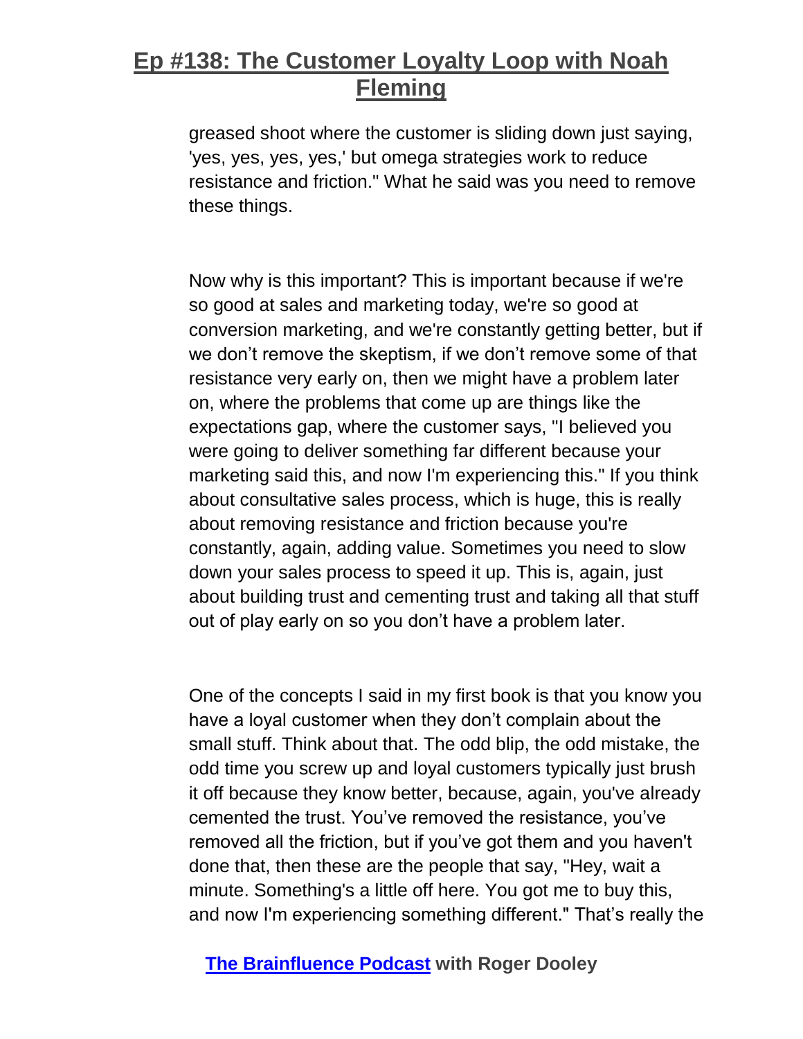greased shoot where the customer is sliding down just saying, 'yes, yes, yes, yes,' but omega strategies work to reduce resistance and friction." What he said was you need to remove these things.

Now why is this important? This is important because if we're so good at sales and marketing today, we're so good at conversion marketing, and we're constantly getting better, but if we don’t remove the skeptism, if we don’t remove some of that resistance very early on, then we might have a problem later on, where the problems that come up are things like the expectations gap, where the customer says, "I believed you were going to deliver something far different because your marketing said this, and now I'm experiencing this." If you think about consultative sales process, which is huge, this is really about removing resistance and friction because you're constantly, again, adding value. Sometimes you need to slow down your sales process to speed it up. This is, again, just about building trust and cementing trust and taking all that stuff out of play early on so you don’t have a problem later.

One of the concepts I said in my first book is that you know you have a loyal customer when they don’t complain about the small stuff. Think about that. The odd blip, the odd mistake, the odd time you screw up and loyal customers typically just brush it off because they know better, because, again, you've already cemented the trust. You’ve removed the resistance, you’ve removed all the friction, but if you’ve got them and you haven't done that, then these are the people that say, "Hey, wait a minute. Something's a little off here. You got me to buy this, and now I'm experiencing something different." That’s really the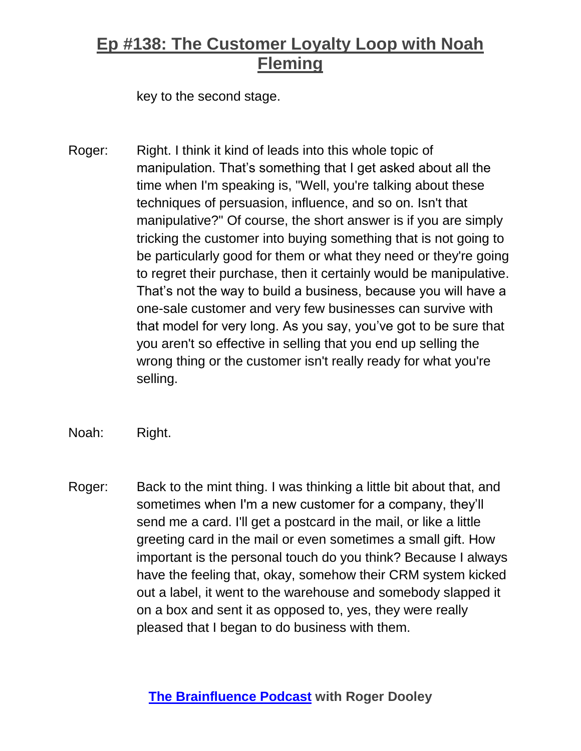key to the second stage.

Roger: Right. I think it kind of leads into this whole topic of manipulation. That's something that I get asked about all the time when I'm speaking is, "Well, you're talking about these techniques of persuasion, influence, and so on. Isn't that manipulative?" Of course, the short answer is if you are simply tricking the customer into buying something that is not going to be particularly good for them or what they need or they're going to regret their purchase, then it certainly would be manipulative. That's not the way to build a business, because you will have a one-sale customer and very few businesses can survive with that model for very long. As you say, you've got to be sure that you aren't so effective in selling that you end up selling the wrong thing or the customer isn't really ready for what you're selling.

Noah: Right.

Roger: Back to the mint thing. I was thinking a little bit about that, and sometimes when I'm a new customer for a company, they'll send me a card. I'll get a postcard in the mail, or like a little greeting card in the mail or even sometimes a small gift. How important is the personal touch do you think? Because I always have the feeling that, okay, somehow their CRM system kicked out a label, it went to the warehouse and somebody slapped it on a box and sent it as opposed to, yes, they were really pleased that I began to do business with them.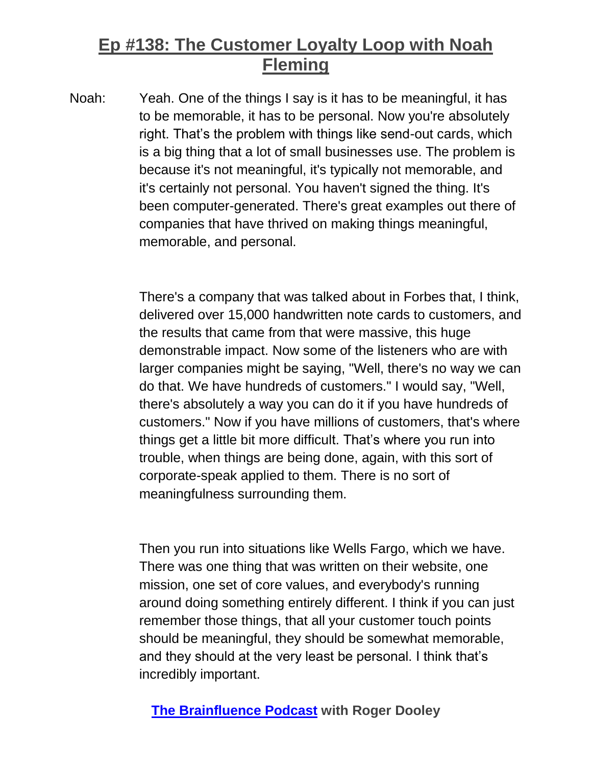Noah: Yeah. One of the things I say is it has to be meaningful, it has to be memorable, it has to be personal. Now you're absolutely right. That's the problem with things like send-out cards, which is a big thing that a lot of small businesses use. The problem is because it's not meaningful, it's typically not memorable, and it's certainly not personal. You haven't signed the thing. It's been computer-generated. There's great examples out there of companies that have thrived on making things meaningful, memorable, and personal.

There's a company that was talked about in Forbes that, I think, delivered over 15,000 handwritten note cards to customers, and the results that came from that were massive, this huge demonstrable impact. Now some of the listeners who are with larger companies might be saying, "Well, there's no way we can do that. We have hundreds of customers." I would say, "Well, there's absolutely a way you can do it if you have hundreds of customers." Now if you have millions of customers, that's where things get a little bit more difficult. That's where you run into trouble, when things are being done, again, with this sort of corporate-speak applied to them. There is no sort of meaningfulness surrounding them.

Then you run into situations like Wells Fargo, which we have. There was one thing that was written on their website, one mission, one set of core values, and everybody's running around doing something entirely different. I think if you can just remember those things, that all your customer touch points should be meaningful, they should be somewhat memorable, and they should at the very least be personal. I think that's incredibly important.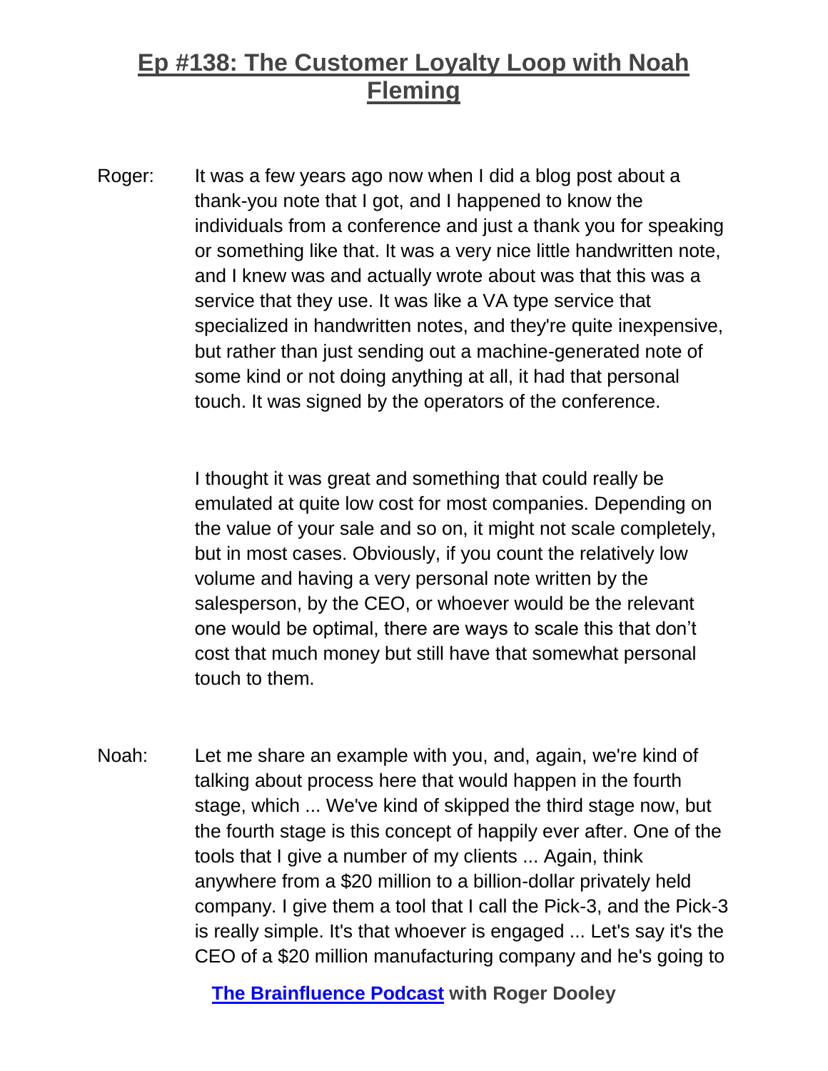Roger: It was a few years ago now when I did a blog post about a thank-you note that I got, and I happened to know the individuals from a conference and just a thank you for speaking or something like that. It was a very nice little handwritten note, and I knew was and actually wrote about was that this was a service that they use. It was like a VA type service that specialized in handwritten notes, and they're quite inexpensive, but rather than just sending out a machine-generated note of some kind or not doing anything at all, it had that personal touch. It was signed by the operators of the conference.

I thought it was great and something that could really be emulated at quite low cost for most companies. Depending on the value of your sale and so on, it might not scale completely, but in most cases. Obviously, if you count the relatively low volume and having a very personal note written by the salesperson, by the CEO, or whoever would be the relevant one would be optimal, there are ways to scale this that don't cost that much money but still have that somewhat personal touch to them.

Noah: Let me share an example with you, and, again, we're kind of talking about process here that would happen in the fourth stage, which ... We've kind of skipped the third stage now, but the fourth stage is this concept of happily ever after. One of the tools that I give a number of my clients ... Again, think anywhere from a $20 million to a billion-dollar privately held company. I give them a tool that I call the Pick-3, and the Pick-3 is really simple. It's that whoever is engaged ... Let's say it's the CEO of a $20 million manufacturing company and he's going to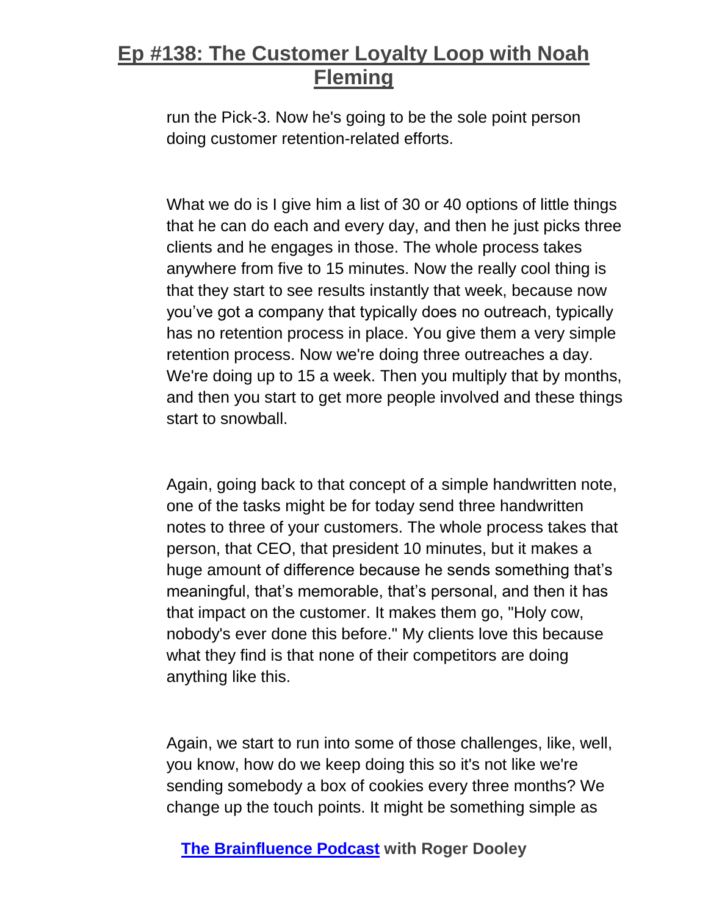run the Pick-3. Now he's going to be the sole point person doing customer retention-related efforts.

What we do is I give him a list of 30 or 40 options of little things that he can do each and every day, and then he just picks three clients and he engages in those. The whole process takes anywhere from five to 15 minutes. Now the really cool thing is that they start to see results instantly that week, because now you've got a company that typically does no outreach, typically has no retention process in place. You give them a very simple retention process. Now we're doing three outreaches a day. We're doing up to 15 a week. Then you multiply that by months, and then you start to get more people involved and these things start to snowball.

Again, going back to that concept of a simple handwritten note, one of the tasks might be for today send three handwritten notes to three of your customers. The whole process takes that person, that CEO, that president 10 minutes, but it makes a huge amount of difference because he sends something that's meaningful, that's memorable, that's personal, and then it has that impact on the customer. It makes them go, "Holy cow, nobody's ever done this before." My clients love this because what they find is that none of their competitors are doing anything like this.

Again, we start to run into some of those challenges, like, well, you know, how do we keep doing this so it's not like we're sending somebody a box of cookies every three months? We change up the touch points. It might be something simple as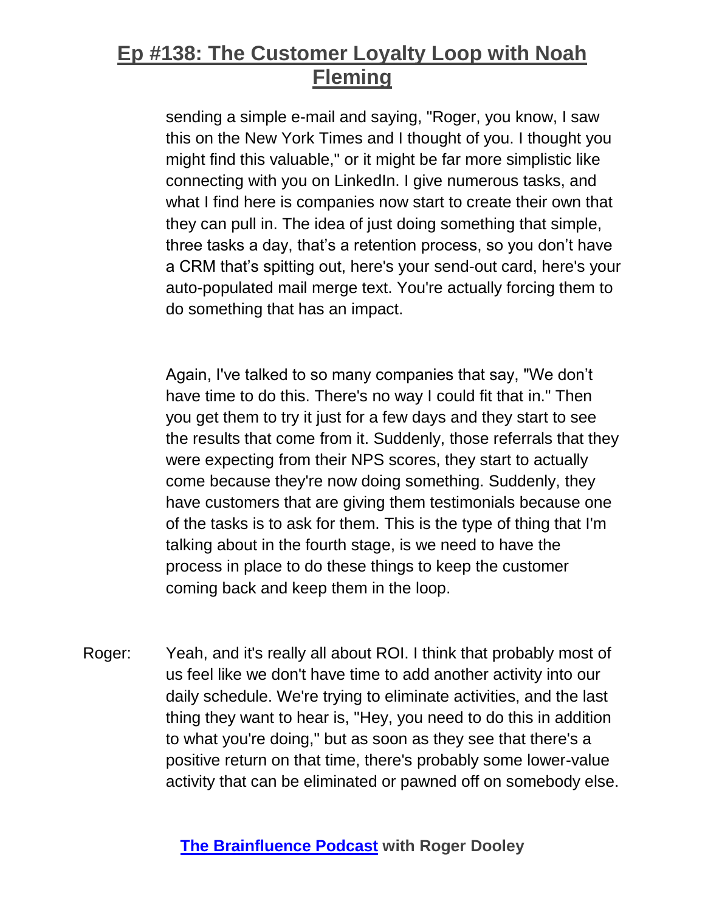sending a simple e-mail and saying, "Roger, you know, I saw this on the New York Times and I thought of you. I thought you might find this valuable," or it might be far more simplistic like connecting with you on LinkedIn. I give numerous tasks, and what I find here is companies now start to create their own that they can pull in. The idea of just doing something that simple, three tasks a day, that's a retention process, so you don't have a CRM that's spitting out, here's your send-out card, here's your auto-populated mail merge text. You're actually forcing them to do something that has an impact.

Again, I've talked to so many companies that say, "We don't have time to do this. There's no way I could fit that in." Then you get them to try it just for a few days and they start to see the results that come from it. Suddenly, those referrals that they were expecting from their NPS scores, they start to actually come because they're now doing something. Suddenly, they have customers that are giving them testimonials because one of the tasks is to ask for them. This is the type of thing that I'm talking about in the fourth stage, is we need to have the process in place to do these things to keep the customer coming back and keep them in the loop.

Roger: Yeah, and it's really all about ROI. I think that probably most of us feel like we don't have time to add another activity into our daily schedule. We're trying to eliminate activities, and the last thing they want to hear is, "Hey, you need to do this in addition to what you're doing," but as soon as they see that there's a positive return on that time, there's probably some lower-value activity that can be eliminated or pawned off on somebody else.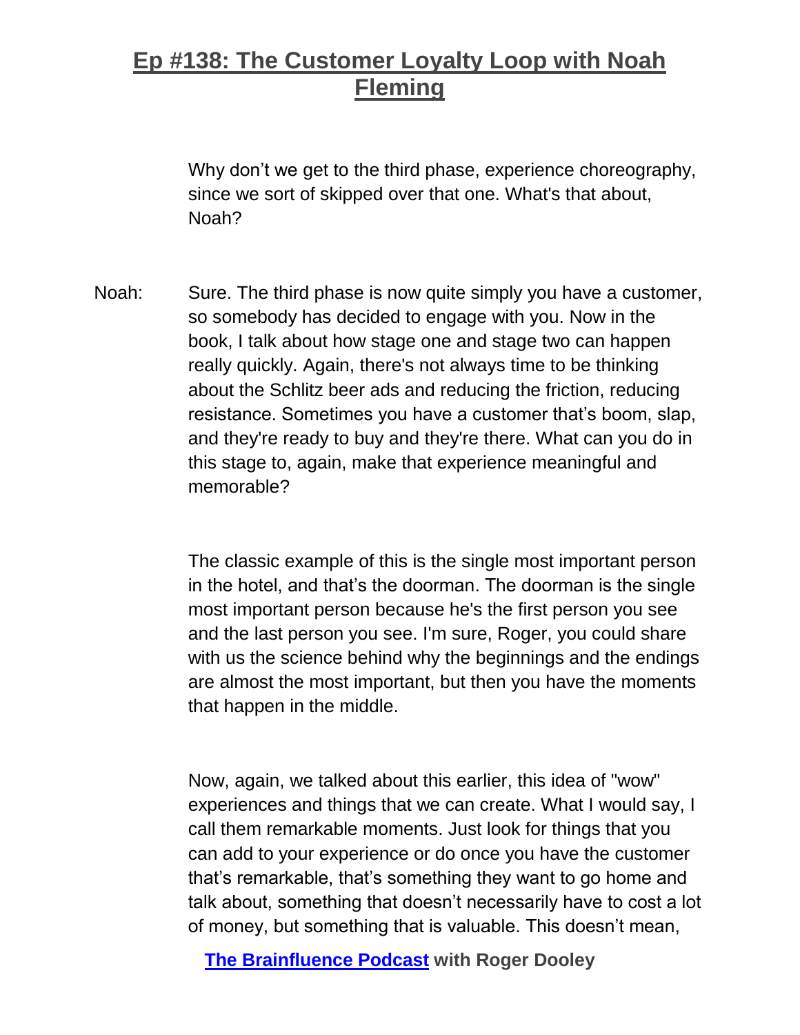Why don't we get to the third phase, experience choreography, since we sort of skipped over that one. What's that about, Noah?

Noah: Sure. The third phase is now quite simply you have a customer, so somebody has decided to engage with you. Now in the book, I talk about how stage one and stage two can happen really quickly. Again, there's not always time to be thinking about the Schlitz beer ads and reducing the friction, reducing resistance. Sometimes you have a customer that's boom, slap, and they're ready to buy and they're there. What can you do in this stage to, again, make that experience meaningful and memorable?

The classic example of this is the single most important person in the hotel, and that's the doorman. The doorman is the single most important person because he's the first person you see and the last person you see. I'm sure, Roger, you could share with us the science behind why the beginnings and the endings are almost the most important, but then you have the moments that happen in the middle.

Now, again, we talked about this earlier, this idea of "wow" experiences and things that we can create. What I would say, I call them remarkable moments. Just look for things that you can add to your experience or do once you have the customer that's remarkable, that's something they want to go home and talk about, something that doesn't necessarily have to cost a lot of money, but something that is valuable. This doesn't mean,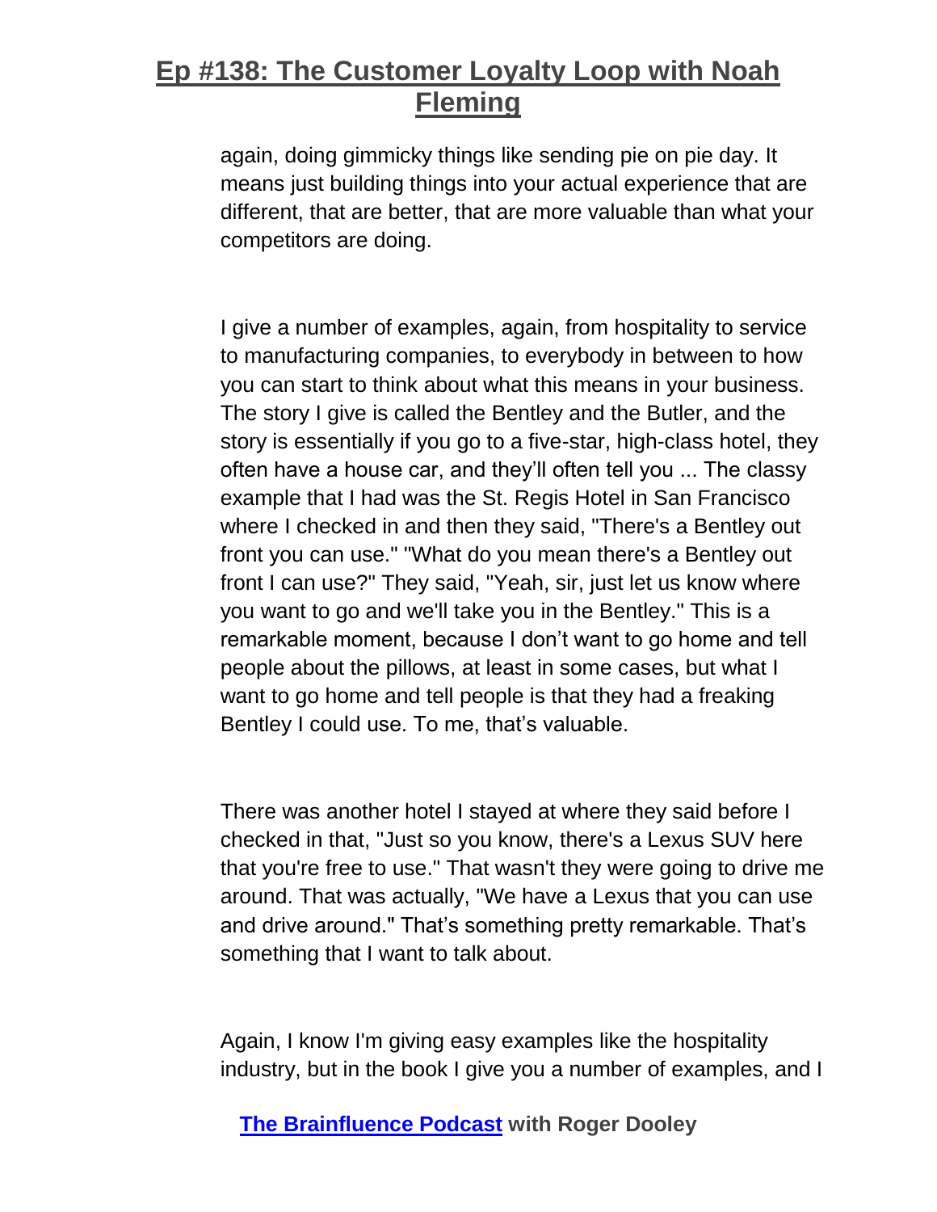again, doing gimmicky things like sending pie on pie day. It means just building things into your actual experience that are different, that are better, that are more valuable than what your competitors are doing.

I give a number of examples, again, from hospitality to service to manufacturing companies, to everybody in between to how you can start to think about what this means in your business. The story I give is called the Bentley and the Butler, and the story is essentially if you go to a five-star, high-class hotel, they often have a house car, and they'll often tell you ... The classy example that I had was the St. Regis Hotel in San Francisco where I checked in and then they said, "There's a Bentley out front you can use." "What do you mean there's a Bentley out front I can use?" They said, "Yeah, sir, just let us know where you want to go and we'll take you in the Bentley." This is a remarkable moment, because I don't want to go home and tell people about the pillows, at least in some cases, but what I want to go home and tell people is that they had a freaking Bentley I could use. To me, that's valuable.

There was another hotel I stayed at where they said before I checked in that, "Just so you know, there's a Lexus SUV here that you're free to use." That wasn't they were going to drive me around. That was actually, "We have a Lexus that you can use and drive around." That's something pretty remarkable. That's something that I want to talk about.

Again, I know I'm giving easy examples like the hospitality industry, but in the book I give you a number of examples, and I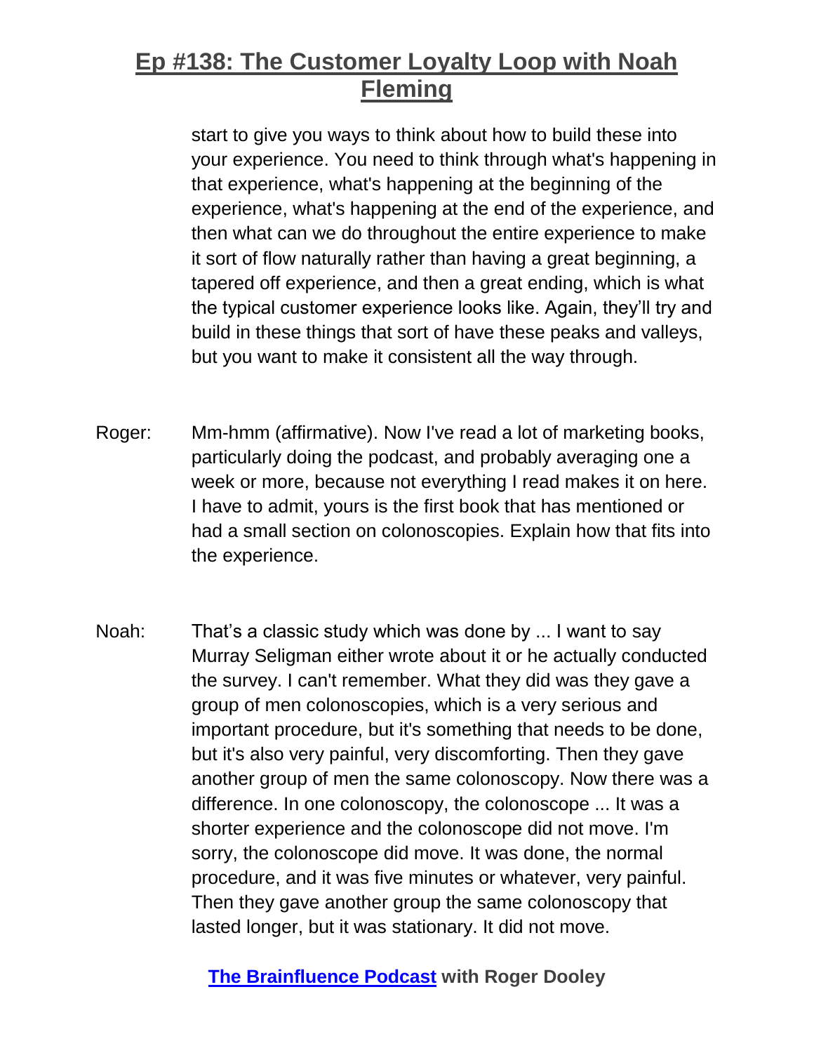start to give you ways to think about how to build these into your experience. You need to think through what's happening in that experience, what's happening at the beginning of the experience, what's happening at the end of the experience, and then what can we do throughout the entire experience to make it sort of flow naturally rather than having a great beginning, a tapered off experience, and then a great ending, which is what the typical customer experience looks like. Again, they'll try and build in these things that sort of have these peaks and valleys, but you want to make it consistent all the way through.

Roger: Mm-hmm (affirmative). Now I've read a lot of marketing books, particularly doing the podcast, and probably averaging one a week or more, because not everything I read makes it on here. I have to admit, yours is the first book that has mentioned or had a small section on colonoscopies. Explain how that fits into the experience.

Noah: That's a classic study which was done by ... I want to say Murray Seligman either wrote about it or he actually conducted the survey. I can't remember. What they did was they gave a group of men colonoscopies, which is a very serious and important procedure, but it's something that needs to be done, but it's also very painful, very discomforting. Then they gave another group of men the same colonoscopy. Now there was a difference. In one colonoscopy, the colonoscope ... It was a shorter experience and the colonoscope did not move. I'm sorry, the colonoscope did move. It was done, the normal procedure, and it was five minutes or whatever, very painful. Then they gave another group the same colonoscopy that lasted longer, but it was stationary. It did not move.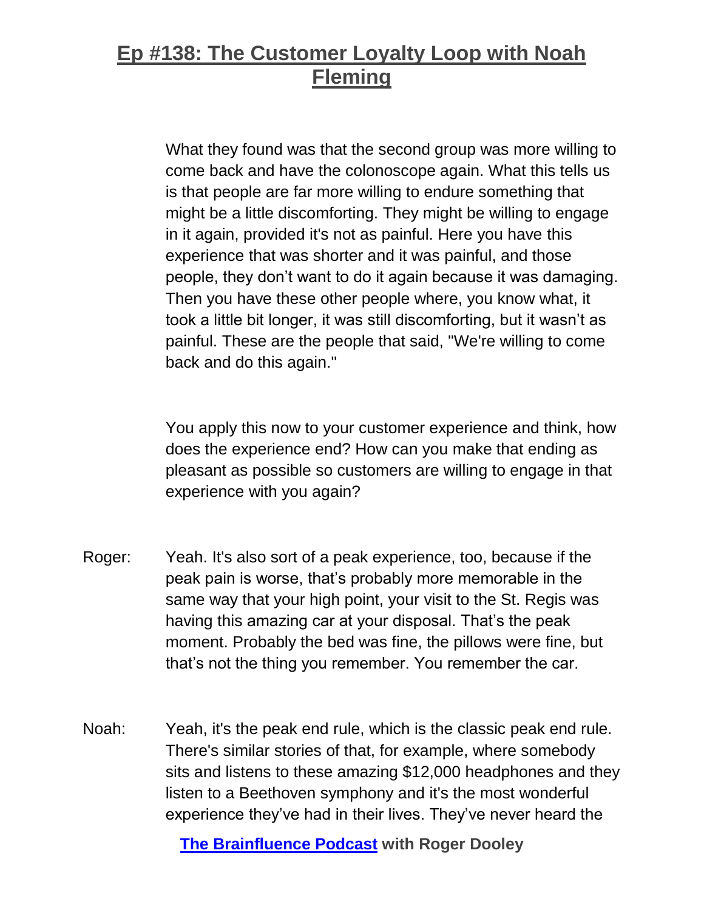What they found was that the second group was more willing to come back and have the colonoscope again. What this tells us is that people are far more willing to endure something that might be a little discomforting. They might be willing to engage in it again, provided it's not as painful. Here you have this experience that was shorter and it was painful, and those people, they don't want to do it again because it was damaging. Then you have these other people where, you know what, it took a little bit longer, it was still discomforting, but it wasn't as painful. These are the people that said, "We're willing to come back and do this again."

You apply this now to your customer experience and think, how does the experience end? How can you make that ending as pleasant as possible so customers are willing to engage in that experience with you again?

Roger: Yeah. It's also sort of a peak experience, too, because if the peak pain is worse, that's probably more memorable in the same way that your high point, your visit to the St. Regis was having this amazing car at your disposal. That's the peak moment. Probably the bed was fine, the pillows were fine, but that's not the thing you remember. You remember the car.

Noah: Yeah, it's the peak end rule, which is the classic peak end rule. There's similar stories of that, for example, where somebody sits and listens to these amazing $12,000 headphones and they listen to a Beethoven symphony and it's the most wonderful experience they've had in their lives. They've never heard the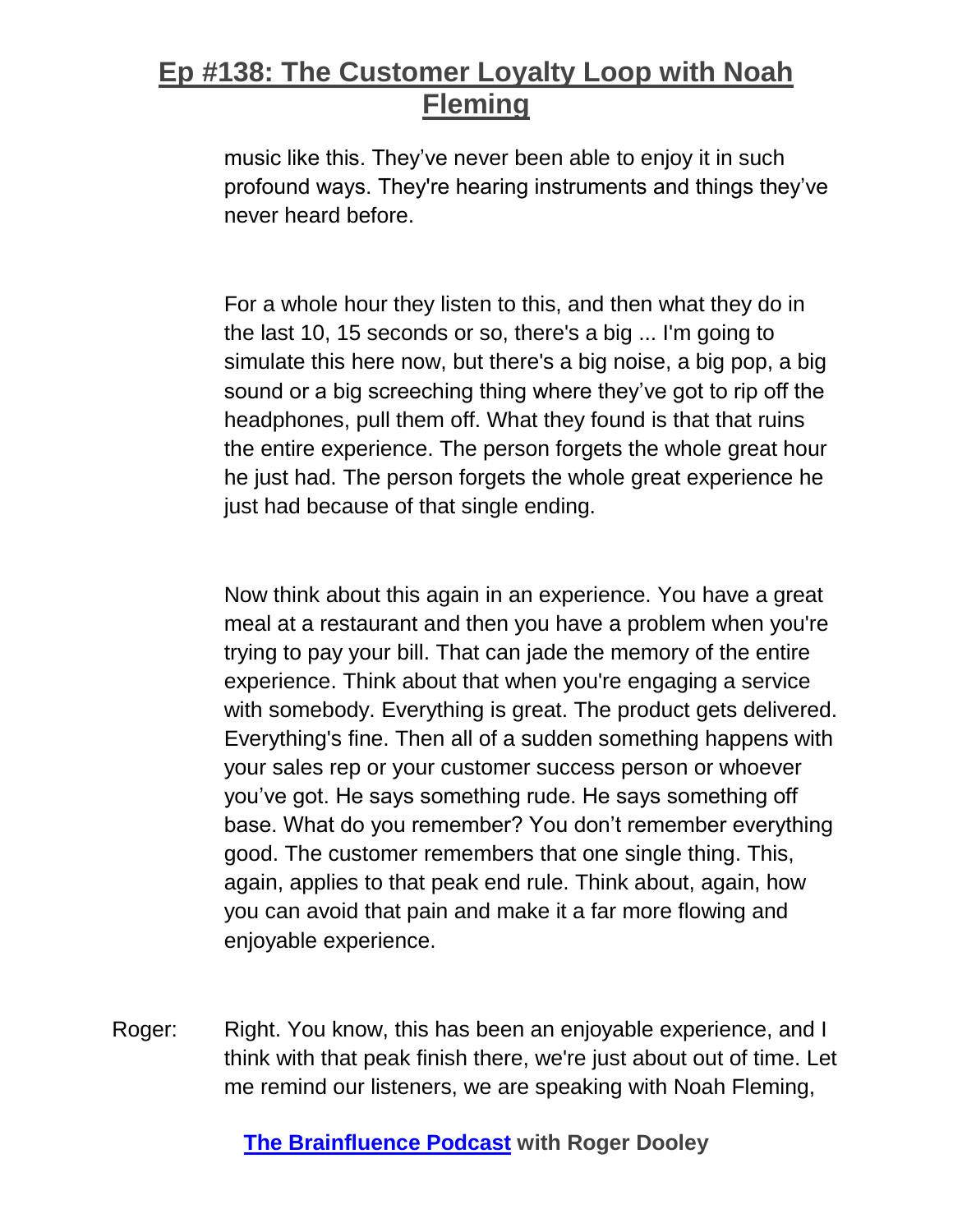music like this. They've never been able to enjoy it in such profound ways. They're hearing instruments and things they've never heard before.

For a whole hour they listen to this, and then what they do in the last 10, 15 seconds or so, there's a big ... I'm going to simulate this here now, but there's a big noise, a big pop, a big sound or a big screeching thing where they've got to rip off the headphones, pull them off. What they found is that that ruins the entire experience. The person forgets the whole great hour he just had. The person forgets the whole great experience he just had because of that single ending.

Now think about this again in an experience. You have a great meal at a restaurant and then you have a problem when you're trying to pay your bill. That can jade the memory of the entire experience. Think about that when you're engaging a service with somebody. Everything is great. The product gets delivered. Everything's fine. Then all of a sudden something happens with your sales rep or your customer success person or whoever you've got. He says something rude. He says something off base. What do you remember? You don't remember everything good. The customer remembers that one single thing. This, again, applies to that peak end rule. Think about, again, how you can avoid that pain and make it a far more flowing and enjoyable experience.

Roger: Right. You know, this has been an enjoyable experience, and I think with that peak finish there, we're just about out of time. Let me remind our listeners, we are speaking with Noah Fleming,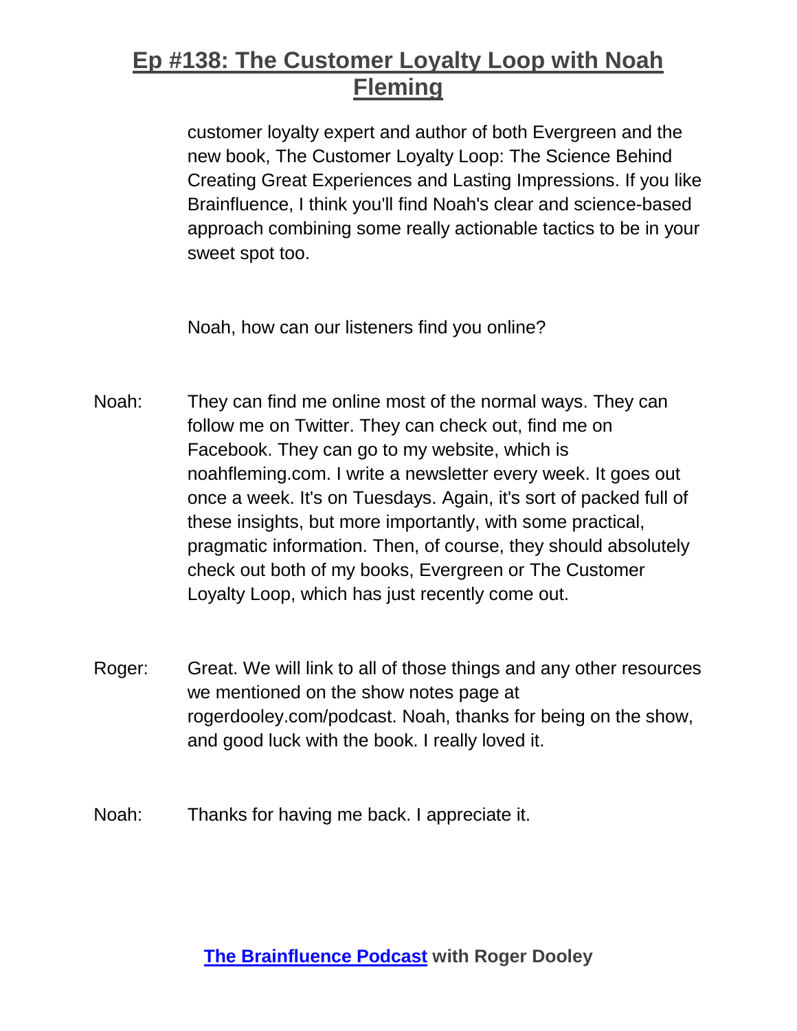customer loyalty expert and author of both Evergreen and the new book, The Customer Loyalty Loop: The Science Behind Creating Great Experiences and Lasting Impressions. If you like Brainfluence, I think you'll find Noah's clear and science-based approach combining some really actionable tactics to be in your sweet spot too.

Noah, how can our listeners find you online?

Noah: They can find me online most of the normal ways. They can follow me on Twitter. They can check out, find me on Facebook. They can go to my website, which is noahfleming.com. I write a newsletter every week. It goes out once a week. It's on Tuesdays. Again, it's sort of packed full of these insights, but more importantly, with some practical, pragmatic information. Then, of course, they should absolutely check out both of my books, Evergreen or The Customer Loyalty Loop, which has just recently come out.

Roger: Great. We will link to all of those things and any other resources we mentioned on the show notes page at rogerdooley.com/podcast. Noah, thanks for being on the show, and good luck with the book. I really loved it.

Noah: Thanks for having me back. I appreciate it.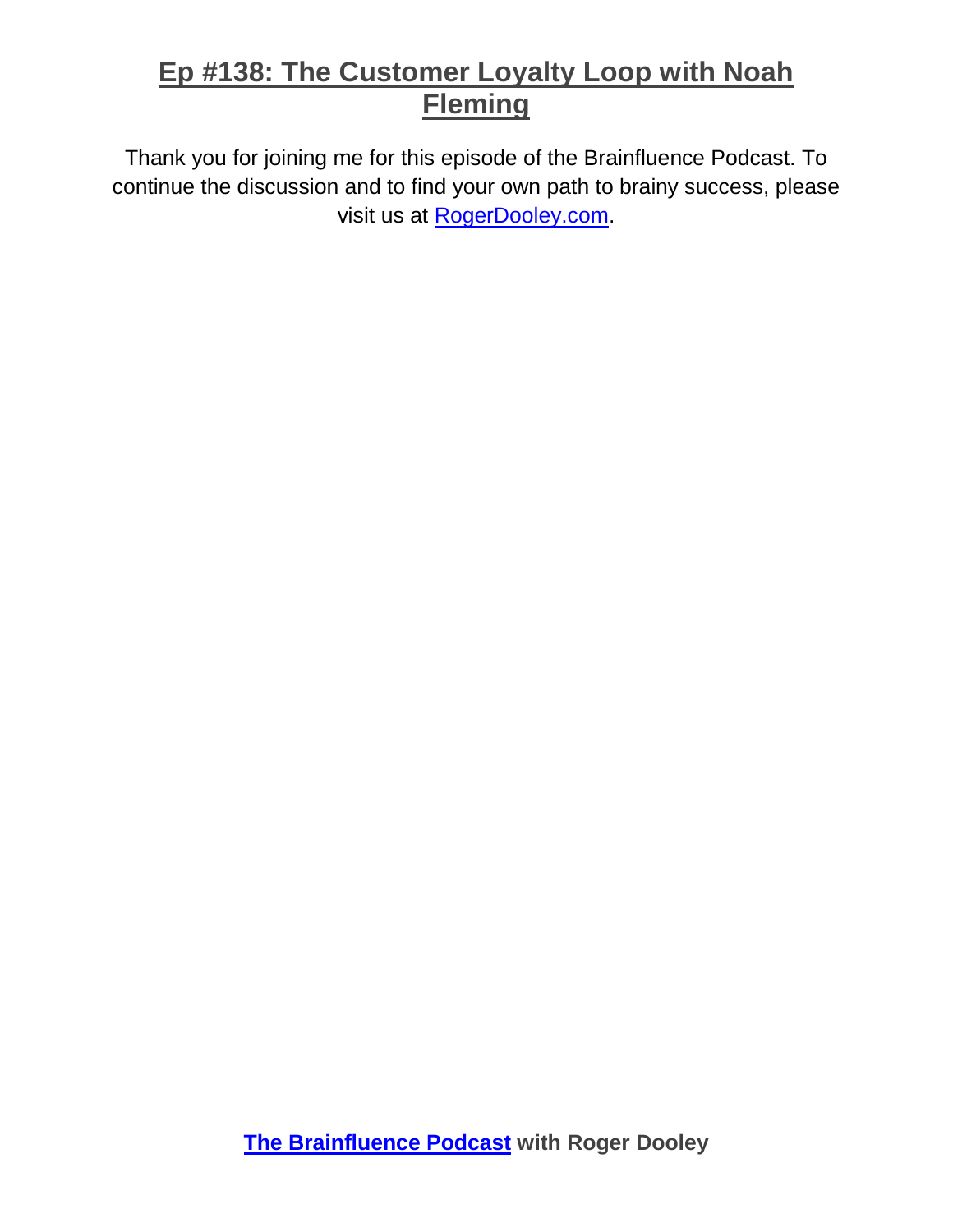## Ep #138: The Customer Loyalty Loop with Noah Fleming

Thank you for joining me for this episode of the Brainfluence Podcast. To continue the discussion and to find your own path to brainy success, please visit us at RogerDooley.com.